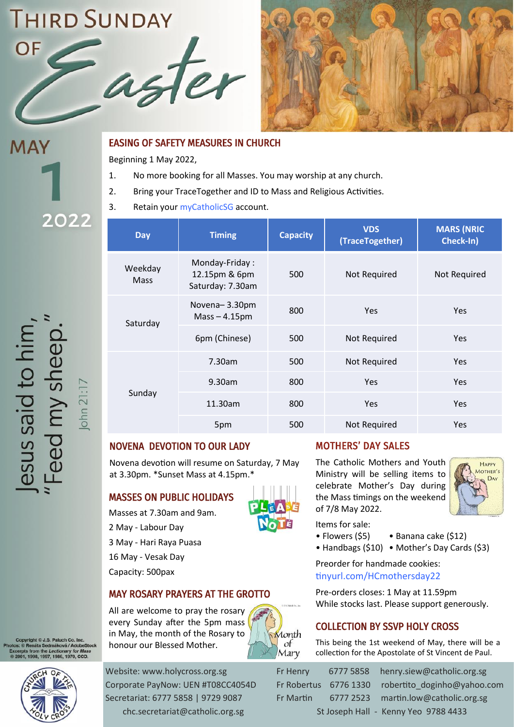# THIRD SUNDAY OF Easter

MAY 1 2022

Jesus said to him, "Feed my sheep."

John 21:17

## EASING OF SAFETY MEASURES IN CHURCH

Beginning 1 May 2022,

1. No more booking for all Masses. You may worship at any church.
2. Bring your TraceTogether and ID to Mass and Religious Activities.
3. Retain your myCatholicSG account.

| Day | Timing | Capacity | VDS (TraceTogether) | MARS (NRIC Check-In) |
|---|---|---|---|---|
| Weekday Mass | Monday-Friday : 12.15pm & 6pm Saturday: 7.30am | 500 | Not Required | Not Required |
| Saturday | Novena– 3.30pm Mass – 4.15pm | 800 | Yes | Yes |
| | 6pm (Chinese) | 500 | Not Required | Yes |
| Sunday | 7.30am | 500 | Not Required | Yes |
| | 9.30am | 800 | Yes | Yes |
| | 11.30am | 800 | Yes | Yes |
| | 5pm | 500 | Not Required | Yes |

## NOVENA DEVOTION TO OUR LADY

Novena devotion will resume on Saturday, 7 May at 3.30pm. *Sunset Mass at 4.15pm.*

## MASSES ON PUBLIC HOLIDAYS

Masses at 7.30am and 9am.

2 May - Labour Day

3 May - Hari Raya Puasa

16 May - Vesak Day

Capacity: 500pax

## MAY ROSARY PRAYERS AT THE GROTTO

All are welcome to pray the rosary every Sunday after the 5pm mass in May, the month of the Rosary to honour our Blessed Mother.

## MOTHERS' DAY SALES

The Catholic Mothers and Youth Ministry will be selling items to celebrate Mother's Day during the Mass timings on the weekend of 7/8 May 2022.

Items for sale:

- Flowers ($5)
- Banana cake ($12)
- Handbags ($10)
- Mother's Day Cards ($3)

Preorder for handmade cookies: tinyurl.com/HCmothersday22

Pre-orders closes: 1 May at 11.59pm

While stocks last. Please support generously.

## COLLECTION BY SSVP HOLY CROSS

This being the 1st weekend of May, there will be a collection for the Apostolate of St Vincent de Paul.

Copyright © J.S. Paluch Co. Inc.
Photos: © Renáta Sedmáková / AdobeStock
Excerpts from the Lectionary for Mass © 2001, 1998, 1997, 1986, 1970, CCD.

Website: www.holycross.org.sg

Corporate PayNow: UEN #T08CC4054D

Secretariat: 6777 5858 | 9729 9087

chc.secretariat@catholic.org.sg

Fr Henry 6777 5858 henry.siew@catholic.org.sg

Fr Robertus 6776 1330 robertito_doginho@yahoo.com

Fr Martin 6777 2523 martin.low@catholic.org.sg

St Joseph Hall - Kenny Yeo 9788 4433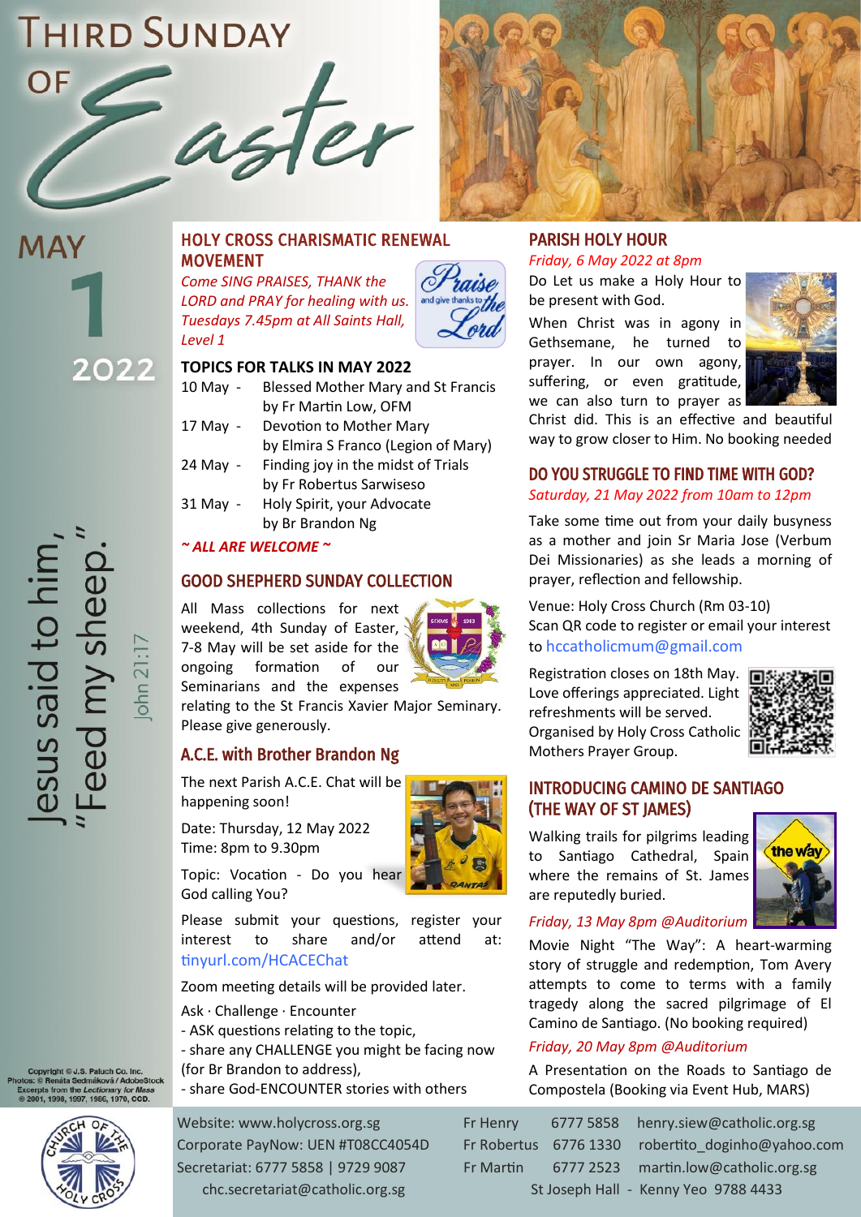# THIRD SUNDAY OF Easter

MAY 1 2022

Jesus said to him, "Feed my sheep." John 21:17

## HOLY CROSS CHARISMATIC RENEWAL MOVEMENT

*Come SING PRAISES, THANK the LORD and PRAY for healing with us. Tuesdays 7.45pm at All Saints Hall, Level 1*

Praise and give thanks to the Lord

**TOPICS FOR TALKS IN MAY 2022**

| | |
|---|---|
| 10 May - | Blessed Mother Mary and St Francis by Fr Martin Low, OFM |
| 17 May - | Devotion to Mother Mary by Elmira S Franco (Legion of Mary) |
| 24 May - | Finding joy in the midst of Trials by Fr Robertus Sarwiseso |
| 31 May - | Holy Spirit, your Advocate by Br Brandon Ng |

***~ ALL ARE WELCOME ~***

## GOOD SHEPHERD SUNDAY COLLECTION

All Mass collections for next weekend, 4th Sunday of Easter, 7-8 May will be set aside for the ongoing formation of our Seminarians and the expenses relating to the St Francis Xavier Major Seminary. Please give generously.

## A.C.E. with Brother Brandon Ng

The next Parish A.C.E. Chat will be happening soon!

Date: Thursday, 12 May 2022
Time: 8pm to 9.30pm

Topic: Vocation - Do you hear God calling You?

Please submit your questions, register your interest to share and/or attend at: tinyurl.com/HCACEChat

Zoom meeting details will be provided later.

Ask · Challenge · Encounter
- ASK questions relating to the topic,
- share any CHALLENGE you might be facing now (for Br Brandon to address),
- share God-ENCOUNTER stories with others

## PARISH HOLY HOUR

*Friday, 6 May 2022 at 8pm*

Do Let us make a Holy Hour to be present with God.

When Christ was in agony in Gethsemane, he turned to prayer. In our own agony, suffering, or even gratitude, we can also turn to prayer as Christ did. This is an effective and beautiful way to grow closer to Him. No booking needed

## DO YOU STRUGGLE TO FIND TIME WITH GOD?

*Saturday, 21 May 2022 from 10am to 12pm*

Take some time out from your daily busyness as a mother and join Sr Maria Jose (Verbum Dei Missionaries) as she leads a morning of prayer, reflection and fellowship.

Venue: Holy Cross Church (Rm 03-10)
Scan QR code to register or email your interest to hccatholicmum@gmail.com

Registration closes on 18th May. Love offerings appreciated. Light refreshments will be served. Organised by Holy Cross Catholic Mothers Prayer Group.

## INTRODUCING CAMINO DE SANTIAGO (THE WAY OF ST JAMES)

Walking trails for pilgrims leading to Santiago Cathedral, Spain where the remains of St. James are reputedly buried.

*Friday, 13 May 8pm @Auditorium*

Movie Night "The Way": A heart-warming story of struggle and redemption, Tom Avery attempts to come to terms with a family tragedy along the sacred pilgrimage of El Camino de Santiago. (No booking required)

*Friday, 20 May 8pm @Auditorium*

A Presentation on the Roads to Santiago de Compostela (Booking via Event Hub, MARS)

---

Copyright © J.S. Paluch Co. Inc.
Photos: © Renáta Sedmáková / AdobeStock
Excerpts from the *Lectionary for Mass* © 2001, 1998, 1997, 1986, 1970, CCD.

Website: www.holycross.org.sg
Corporate PayNow: UEN #T08CC4054D
Secretariat: 6777 5858 | 9729 9087
chc.secretariat@catholic.org.sg

| | | |
|---|---|---|
| Fr Henry | 6777 5858 | henry.siew@catholic.org.sg |
| Fr Robertus | 6776 1330 | robertito_doginho@yahoo.com |
| Fr Martin | 6777 2523 | martin.low@catholic.org.sg |

St Joseph Hall - Kenny Yeo 9788 4433